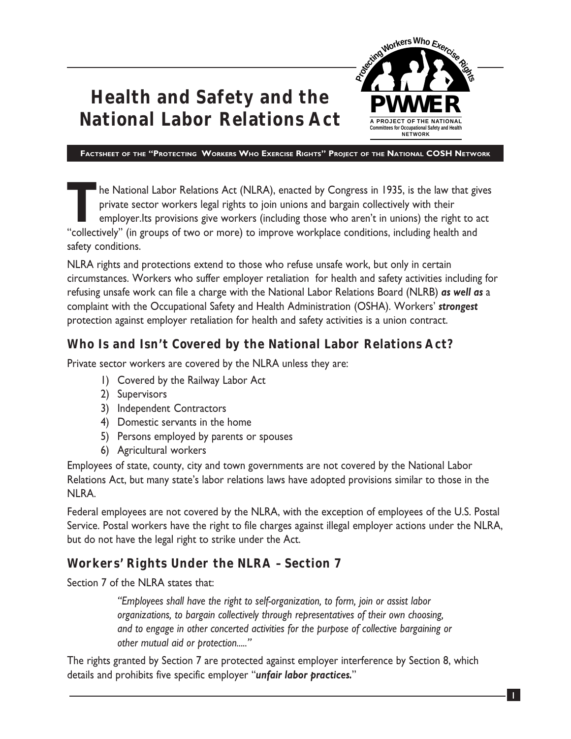# Health and Safety and the National Labor Relations Act

PWWER — Protecting Workers Who Exercise Rights — A PROJECT OF THE NATIONAL Committees for Occupational Safety and Health NETWORK

**FACTSHEET OF THE "PROTECTING WORKERS WHO EXERCISE RIGHTS" PROJECT OF THE NATIONAL COSH NETWORK**

The National Labor Relations Act (NLRA), enacted by Congress in 1935, is the law that gives private sector workers legal rights to join unions and bargain collectively with their employer.Its provisions give workers (including those who aren't in unions) the right to act "collectively" (in groups of two or more) to improve workplace conditions, including health and safety conditions.

NLRA rights and protections extend to those who refuse unsafe work, but only in certain circumstances. Workers who suffer employer retaliation for health and safety activities including for refusing unsafe work can file a charge with the National Labor Relations Board (NLRB) ***as well as*** a complaint with the Occupational Safety and Health Administration (OSHA). Workers' ***strongest*** protection against employer retaliation for health and safety activities is a union contract.

## Who Is and Isn't Covered by the National Labor Relations Act?

Private sector workers are covered by the NLRA unless they are:

1) Covered by the Railway Labor Act
2) Supervisors
3) Independent Contractors
4) Domestic servants in the home
5) Persons employed by parents or spouses
6) Agricultural workers

Employees of state, county, city and town governments are not covered by the National Labor Relations Act, but many state's labor relations laws have adopted provisions similar to those in the NLRA.

Federal employees are not covered by the NLRA, with the exception of employees of the U.S. Postal Service. Postal workers have the right to file charges against illegal employer actions under the NLRA, but do not have the legal right to strike under the Act.

## Workers' Rights Under the NLRA – Section 7

Section 7 of the NLRA states that:

> *"Employees shall have the right to self-organization, to form, join or assist labor organizations, to bargain collectively through representatives of their own choosing, and to engage in other concerted activities for the purpose of collective bargaining or other mutual aid or protection....."*

The rights granted by Section 7 are protected against employer interference by Section 8, which details and prohibits five specific employer "***unfair labor practices.***"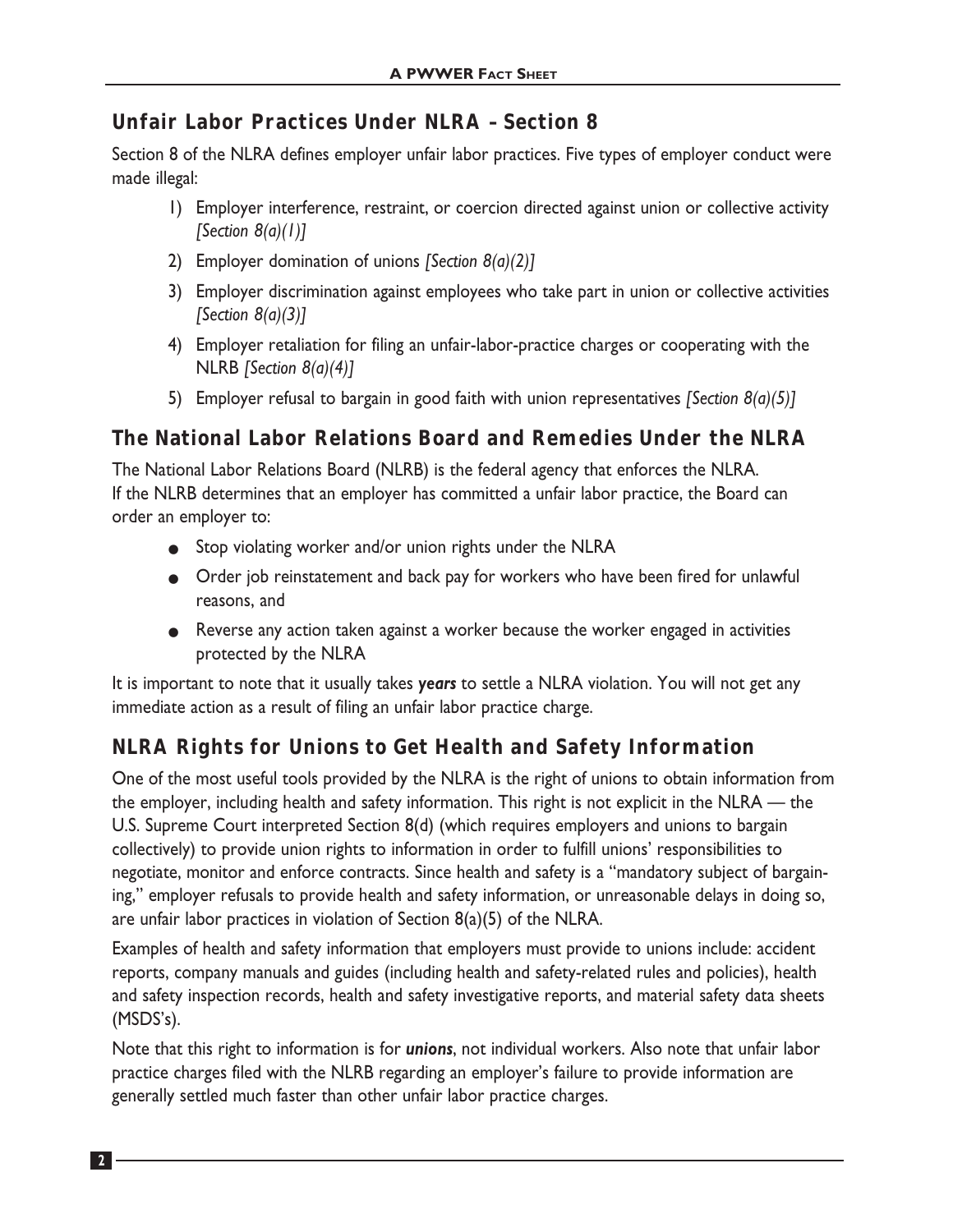## Unfair Labor Practices Under NLRA – Section 8

Section 8 of the NLRA defines employer unfair labor practices. Five types of employer conduct were made illegal:

1) Employer interference, restraint, or coercion directed against union or collective activity *[Section 8(a)(1)]*
2) Employer domination of unions *[Section 8(a)(2)]*
3) Employer discrimination against employees who take part in union or collective activities *[Section 8(a)(3)]*
4) Employer retaliation for filing an unfair-labor-practice charges or cooperating with the NLRB *[Section 8(a)(4)]*
5) Employer refusal to bargain in good faith with union representatives *[Section 8(a)(5)]*

## The National Labor Relations Board and Remedies Under the NLRA

The National Labor Relations Board (NLRB) is the federal agency that enforces the NLRA. If the NLRB determines that an employer has committed a unfair labor practice, the Board can order an employer to:

- Stop violating worker and/or union rights under the NLRA
- Order job reinstatement and back pay for workers who have been fired for unlawful reasons, and
- Reverse any action taken against a worker because the worker engaged in activities protected by the NLRA

It is important to note that it usually takes ***years*** to settle a NLRA violation. You will not get any immediate action as a result of filing an unfair labor practice charge.

## NLRA Rights for Unions to Get Health and Safety Information

One of the most useful tools provided by the NLRA is the right of unions to obtain information from the employer, including health and safety information. This right is not explicit in the NLRA — the U.S. Supreme Court interpreted Section 8(d) (which requires employers and unions to bargain collectively) to provide union rights to information in order to fulfill unions' responsibilities to negotiate, monitor and enforce contracts. Since health and safety is a "mandatory subject of bargaining," employer refusals to provide health and safety information, or unreasonable delays in doing so, are unfair labor practices in violation of Section 8(a)(5) of the NLRA.

Examples of health and safety information that employers must provide to unions include: accident reports, company manuals and guides (including health and safety-related rules and policies), health and safety inspection records, health and safety investigative reports, and material safety data sheets (MSDS's).

Note that this right to information is for ***unions***, not individual workers. Also note that unfair labor practice charges filed with the NLRB regarding an employer's failure to provide information are generally settled much faster than other unfair labor practice charges.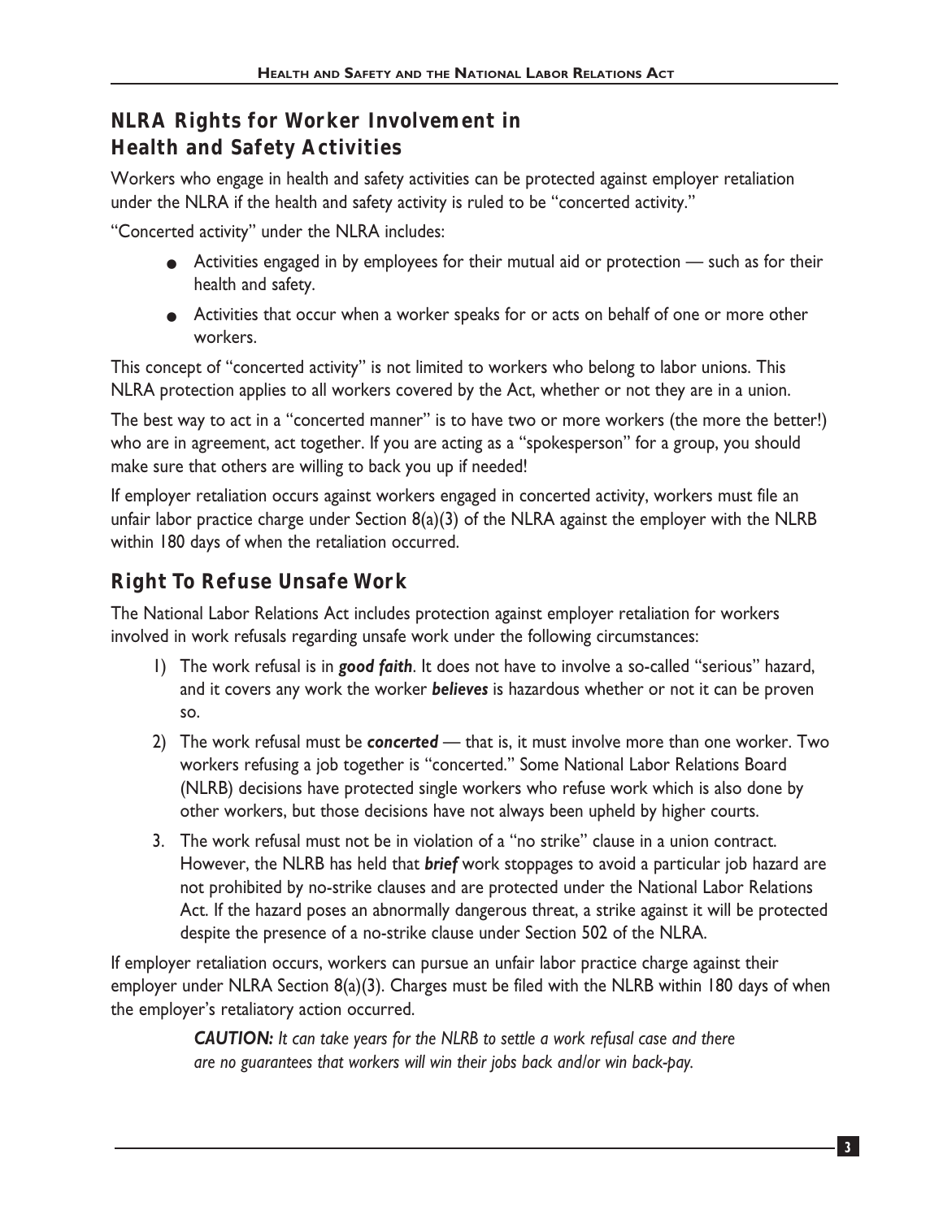## NLRA Rights for Worker Involvement in Health and Safety Activities

Workers who engage in health and safety activities can be protected against employer retaliation under the NLRA if the health and safety activity is ruled to be "concerted activity."

"Concerted activity" under the NLRA includes:

- Activities engaged in by employees for their mutual aid or protection — such as for their health and safety.
- Activities that occur when a worker speaks for or acts on behalf of one or more other workers.

This concept of "concerted activity" is not limited to workers who belong to labor unions. This NLRA protection applies to all workers covered by the Act, whether or not they are in a union.

The best way to act in a "concerted manner" is to have two or more workers (the more the better!) who are in agreement, act together. If you are acting as a "spokesperson" for a group, you should make sure that others are willing to back you up if needed!

If employer retaliation occurs against workers engaged in concerted activity, workers must file an unfair labor practice charge under Section 8(a)(3) of the NLRA against the employer with the NLRB within 180 days of when the retaliation occurred.

## Right To Refuse Unsafe Work

The National Labor Relations Act includes protection against employer retaliation for workers involved in work refusals regarding unsafe work under the following circumstances:

1) The work refusal is in ***good faith***. It does not have to involve a so-called "serious" hazard, and it covers any work the worker ***believes*** is hazardous whether or not it can be proven so.
2) The work refusal must be ***concerted*** — that is, it must involve more than one worker. Two workers refusing a job together is "concerted." Some National Labor Relations Board (NLRB) decisions have protected single workers who refuse work which is also done by other workers, but those decisions have not always been upheld by higher courts.
3. The work refusal must not be in violation of a "no strike" clause in a union contract. However, the NLRB has held that ***brief*** work stoppages to avoid a particular job hazard are not prohibited by no-strike clauses and are protected under the National Labor Relations Act. If the hazard poses an abnormally dangerous threat, a strike against it will be protected despite the presence of a no-strike clause under Section 502 of the NLRA.

If employer retaliation occurs, workers can pursue an unfair labor practice charge against their employer under NLRA Section 8(a)(3). Charges must be filed with the NLRB within 180 days of when the employer's retaliatory action occurred.

> ***CAUTION:*** *It can take years for the NLRB to settle a work refusal case and there are no guarantees that workers will win their jobs back and/or win back-pay.*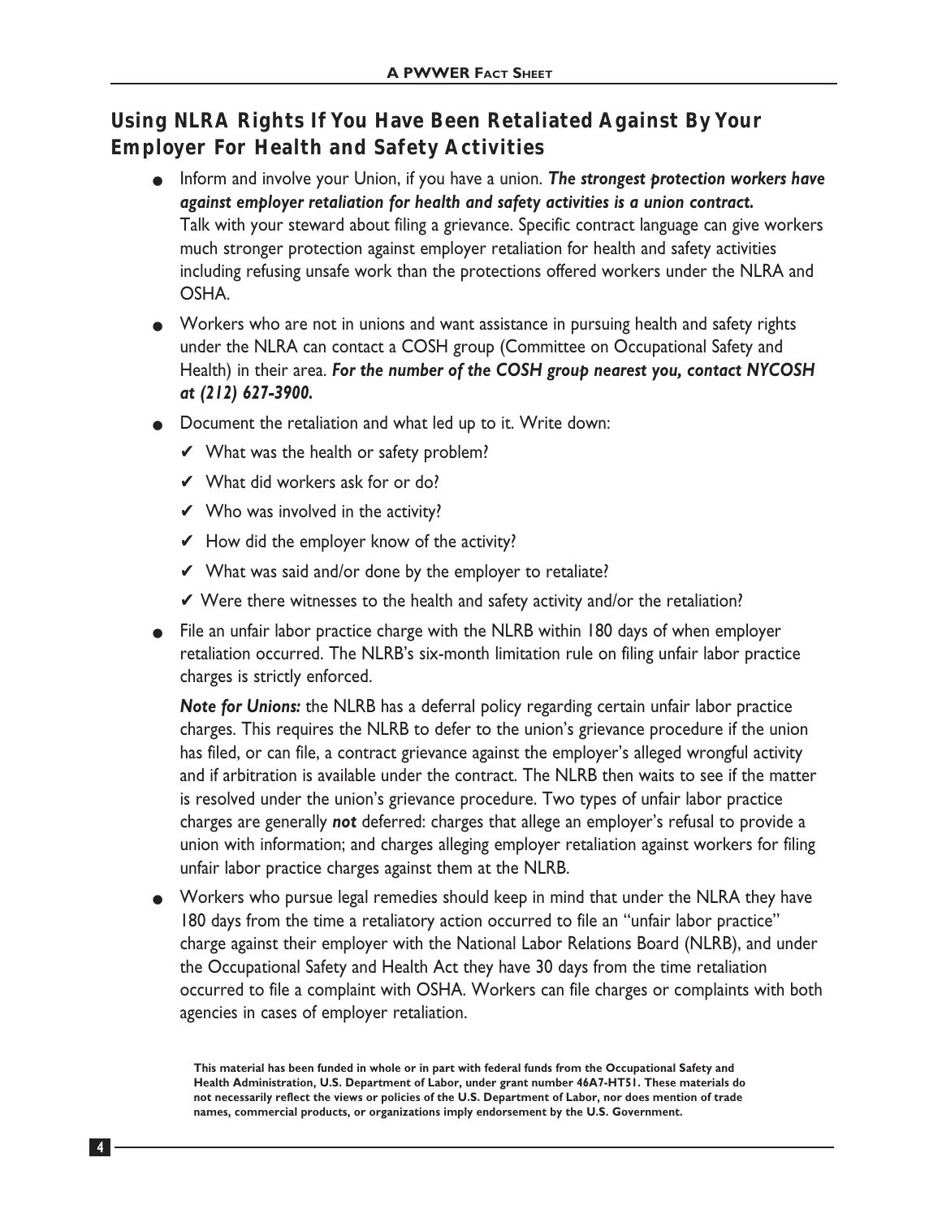## Using NLRA Rights If You Have Been Retaliated Against By Your Employer For Health and Safety Activities

- Inform and involve your Union, if you have a union. ***The strongest protection workers have against employer retaliation for health and safety activities is a union contract.*** Talk with your steward about filing a grievance. Specific contract language can give workers much stronger protection against employer retaliation for health and safety activities including refusing unsafe work than the protections offered workers under the NLRA and OSHA.
- Workers who are not in unions and want assistance in pursuing health and safety rights under the NLRA can contact a COSH group (Committee on Occupational Safety and Health) in their area. ***For the number of the COSH group nearest you, contact NYCOSH at (212) 627-3900.***
- Document the retaliation and what led up to it. Write down:
  - ✔ What was the health or safety problem?
  - ✔ What did workers ask for or do?
  - ✔ Who was involved in the activity?
  - ✔ How did the employer know of the activity?
  - ✔ What was said and/or done by the employer to retaliate?
  - ✔ Were there witnesses to the health and safety activity and/or the retaliation?
- File an unfair labor practice charge with the NLRB within 180 days of when employer retaliation occurred. The NLRB's six-month limitation rule on filing unfair labor practice charges is strictly enforced.

  ***Note for Unions:*** the NLRB has a deferral policy regarding certain unfair labor practice charges. This requires the NLRB to defer to the union's grievance procedure if the union has filed, or can file, a contract grievance against the employer's alleged wrongful activity and if arbitration is available under the contract. The NLRB then waits to see if the matter is resolved under the union's grievance procedure. Two types of unfair labor practice charges are generally ***not*** deferred: charges that allege an employer's refusal to provide a union with information; and charges alleging employer retaliation against workers for filing unfair labor practice charges against them at the NLRB.
- Workers who pursue legal remedies should keep in mind that under the NLRA they have 180 days from the time a retaliatory action occurred to file an "unfair labor practice" charge against their employer with the National Labor Relations Board (NLRB), and under the Occupational Safety and Health Act they have 30 days from the time retaliation occurred to file a complaint with OSHA. Workers can file charges or complaints with both agencies in cases of employer retaliation.

**This material has been funded in whole or in part with federal funds from the Occupational Safety and Health Administration, U.S. Department of Labor, under grant number 46A7-HT51. These materials do not necessarily reflect the views or policies of the U.S. Department of Labor, nor does mention of trade names, commercial products, or organizations imply endorsement by the U.S. Government.**